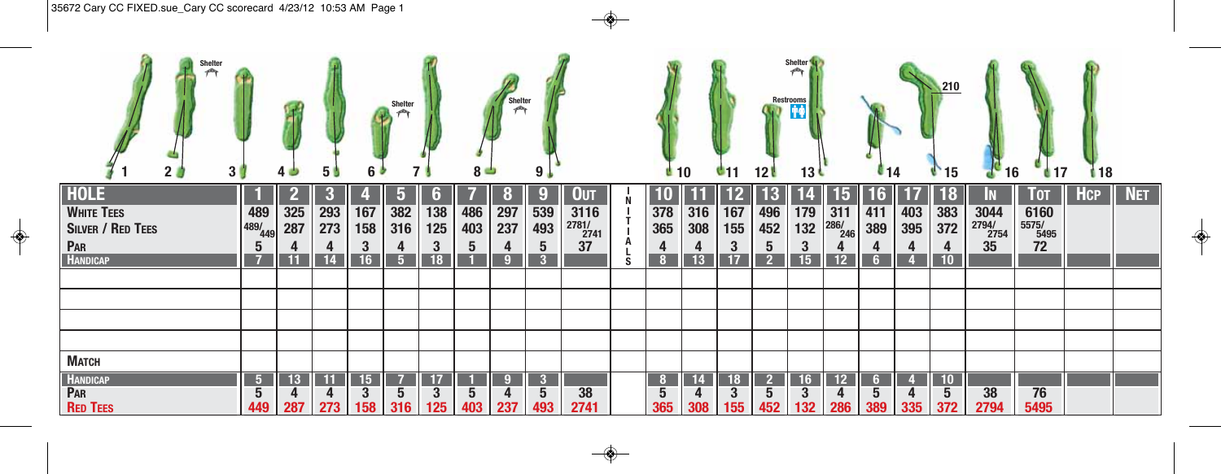| HOLE | 1 | 2 | 3 | 4 | 5 | 6 | 7 | 8 | 9 | OUT | INITIALS | 10 | 11 | 12 | 13 | 14 | 15 | 16 | 17 | 18 | IN | TOT | HCP | NET |
|---|---|---|---|---|---|---|---|---|---|---|---|---|---|---|---|---|---|---|---|---|---|---|---|---|
| WHITE TEES | 489 | 325 | 293 | 167 | 382 | 138 | 486 | 297 | 539 | 3116 | | 378 | 316 | 167 | 496 | 179 | 311 | 411 | 403 | 383 | 3044 | 6160 | | |
| SILVER / RED TEES | 489/449 | 287 | 273 | 158 | 316 | 125 | 403 | 237 | 493 | 2781/2741 | | 365 | 308 | 155 | 452 | 132 | 286/246 | 389 | 395 | 372 | 2794/2754 | 5575/5495 | | |
| PAR | 5 | 4 | 4 | 3 | 4 | 3 | 5 | 4 | 5 | 37 | | 4 | 4 | 3 | 5 | 3 | 4 | 4 | 4 | 4 | 35 | 72 | | |
| HANDICAP | 7 | 11 | 14 | 16 | 5 | 18 | 1 | 9 | 3 | | | 8 | 13 | 17 | 2 | 15 | 12 | 6 | 4 | 10 | | | | |
| | | | | | | | | | | | | | | | | | | | | | | | | |
| | | | | | | | | | | | | | | | | | | | | | | | | |
| | | | | | | | | | | | | | | | | | | | | | | | | |
| | | | | | | | | | | | | | | | | | | | | | | | | |
| MATCH | | | | | | | | | | | | | | | | | | | | | | | | |
| HANDICAP | 5 | 13 | 11 | 15 | 7 | 17 | 1 | 9 | 3 | | | 8 | 14 | 18 | 2 | 16 | 12 | 6 | 4 | 10 | | | | |
| PAR | 5 | 4 | 4 | 3 | 5 | 3 | 5 | 4 | 5 | 38 | | 5 | 4 | 3 | 5 | 3 | 4 | 5 | 4 | 5 | 38 | 76 | | |
| RED TEES | 449 | 287 | 273 | 158 | 316 | 125 | 403 | 237 | 493 | 2741 | | 365 | 308 | 155 | 452 | 132 | 286 | 389 | 335 | 372 | 2794 | 5495 | | |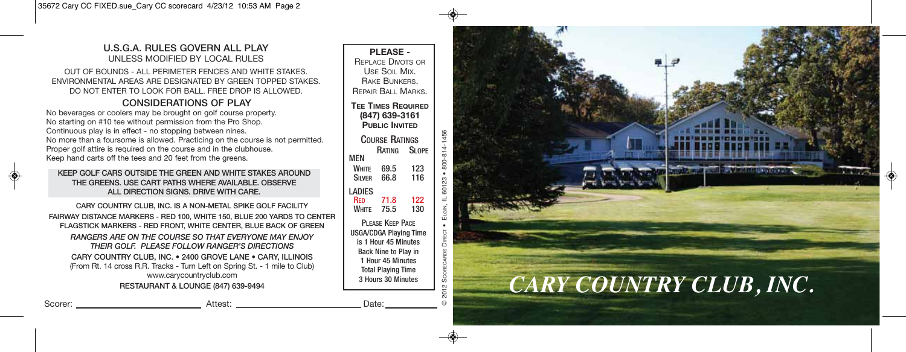## U.S.G.A. RULES GOVERN ALL PLAY
UNLESS MODIFIED BY LOCAL RULES

OUT OF BOUNDS - ALL PERIMETER FENCES AND WHITE STAKES.
ENVIRONMENTAL AREAS ARE DESIGNATED BY GREEN TOPPED STAKES.
DO NOT ENTER TO LOOK FOR BALL. FREE DROP IS ALLOWED.

## CONSIDERATIONS OF PLAY

No beverages or coolers may be brought on golf course property.
No starting on #10 tee without permission from the Pro Shop.
Continuous play is in effect - no stopping between nines.
No more than a foursome is allowed. Practicing on the course is not permitted.
Proper golf attire is required on the course and in the clubhouse.
Keep hand carts off the tees and 20 feet from the greens.

**KEEP GOLF CARS OUTSIDE THE GREEN AND WHITE STAKES AROUND THE GREENS. USE CART PATHS WHERE AVAILABLE. OBSERVE ALL DIRECTION SIGNS. DRIVE WITH CARE.**

CARY COUNTRY CLUB, INC. IS A NON-METAL SPIKE GOLF FACILITY

FAIRWAY DISTANCE MARKERS - RED 100, WHITE 150, BLUE 200 YARDS TO CENTER
FLAGSTICK MARKERS - RED FRONT, WHITE CENTER, BLUE BACK OF GREEN

*RANGERS ARE ON THE COURSE SO THAT EVERYONE MAY ENJOY THEIR GOLF. PLEASE FOLLOW RANGER'S DIRECTIONS*

CARY COUNTRY CLUB, INC. • 2400 GROVE LANE • CARY, ILLINOIS
(From Rt. 14 cross R.R. Tracks - Turn Left on Spring St. - 1 mile to Club)
www.carycountryclub.com

RESTAURANT & LOUNGE (847) 639-9494

**PLEASE -**
Replace Divots or Use Soil Mix.
Rake Bunkers.
Repair Ball Marks.

**Tee Times Required**
**(847) 639-3161**
**Public Invited**

**Course Ratings**

| | Rating | Slope |
|---|---|---|
| **MEN** | | |
| White | 69.5 | 123 |
| Silver | 66.8 | 116 |
| **LADIES** | | |
| Red | 71.8 | 122 |
| White | 75.5 | 130 |

Please Keep Pace
USGA/CDGA Playing Time is 1 Hour 45 Minutes
Back Nine to Play in 1 Hour 45 Minutes
Total Playing Time 3 Hours 30 Minutes

Scorer: ______________ Attest: ______________ Date: ________

© 2012 Scorecards Direct • Elgin, IL 60123 • 800-814-1456

# *CARY COUNTRY CLUB, INC.*